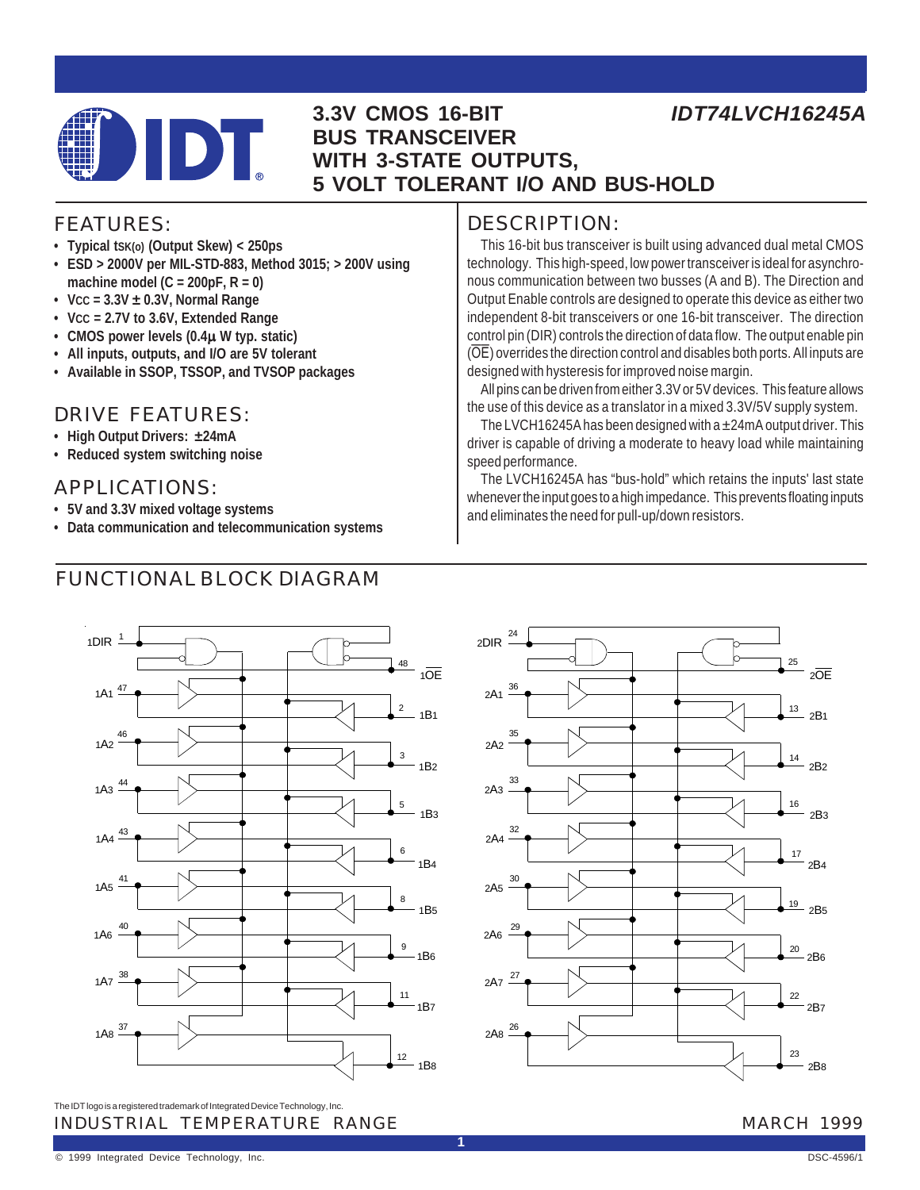# 3.3V CMOS 16-BIT BUS TRANSCEIVER WITH 3-STATE OUTPUTS, 5 VOLT TOLERANT I/O AND BUS-HOLD

## IDT74LVCH16245A

## FEATURES:

- **Typical $t_{SK(o)}$ (Output Skew) < 250ps**
- **ESD > 2000V per MIL-STD-883, Method 3015; > 200V using machine model (C = 200pF, R = 0)**
- **$V_{CC}$ = 3.3V ± 0.3V, Normal Range**
- **$V_{CC}$ = 2.7V to 3.6V, Extended Range**
- **CMOS power levels (0.4μ W typ. static)**
- **All inputs, outputs, and I/O are 5V tolerant**
- **Available in SSOP, TSSOP, and TVSOP packages**

## DRIVE FEATURES:

- **High Output Drivers: ±24mA**
- **Reduced system switching noise**

## APPLICATIONS:

- **5V and 3.3V mixed voltage systems**
- **Data communication and telecommunication systems**

## DESCRIPTION:

This 16-bit bus transceiver is built using advanced dual metal CMOS technology. This high-speed, low power transceiver is ideal for asynchronous communication between two busses (A and B). The Direction and Output Enable controls are designed to operate this device as either two independent 8-bit transceivers or one 16-bit transceiver. The direction control pin (DIR) controls the direction of data flow. The output enable pin ($\overline{OE}$) overrides the direction control and disables both ports. All inputs are designed with hysteresis for improved noise margin.

All pins can be driven from either 3.3V or 5V devices. This feature allows the use of this device as a translator in a mixed 3.3V/5V supply system.

The LVCH16245A has been designed with a ±24mA output driver. This driver is capable of driving a moderate to heavy load while maintaining speed performance.

The LVCH16245A has "bus-hold" which retains the inputs' last state whenever the input goes to a high impedance. This prevents floating inputs and eliminates the need for pull-up/down resistors.

## FUNCTIONAL BLOCK DIAGRAM

The IDT logo is a registered trademark of Integrated Device Technology, Inc.

INDUSTRIAL TEMPERATURE RANGE — MARCH 1999

© 1999 Integrated Device Technology, Inc. — DSC-4596/1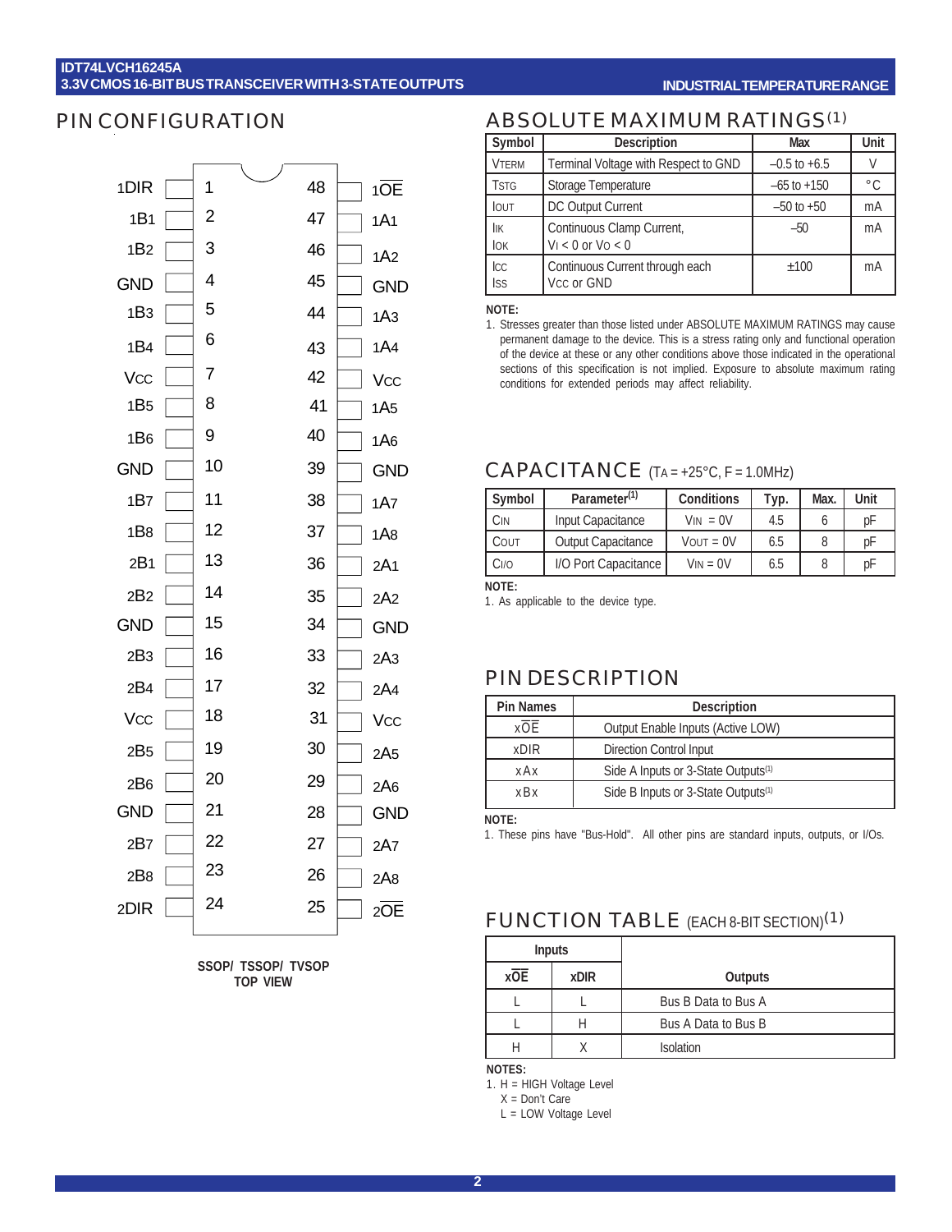## PIN CONFIGURATION

| Pin Name | Pin | Pin | Pin Name |
|---|---|---|---|
| 1DIR | 1 | 48 | 1$\overline{OE}$ |
| 1B1 | 2 | 47 | 1A1 |
| 1B2 | 3 | 46 | 1A2 |
| GND | 4 | 45 | GND |
| 1B3 | 5 | 44 | 1A3 |
| 1B4 | 6 | 43 | 1A4 |
| VCC | 7 | 42 | VCC |
| 1B5 | 8 | 41 | 1A5 |
| 1B6 | 9 | 40 | 1A6 |
| GND | 10 | 39 | GND |
| 1B7 | 11 | 38 | 1A7 |
| 1B8 | 12 | 37 | 1A8 |
| 2B1 | 13 | 36 | 2A1 |
| 2B2 | 14 | 35 | 2A2 |
| GND | 15 | 34 | GND |
| 2B3 | 16 | 33 | 2A3 |
| 2B4 | 17 | 32 | 2A4 |
| VCC | 18 | 31 | VCC |
| 2B5 | 19 | 30 | 2A5 |
| 2B6 | 20 | 29 | 2A6 |
| GND | 21 | 28 | GND |
| 2B7 | 22 | 27 | 2A7 |
| 2B8 | 23 | 26 | 2A8 |
| 2DIR | 24 | 25 | 2$\overline{OE}$ |

**SSOP/ TSSOP/ TVSOP TOP VIEW**

## ABSOLUTE MAXIMUM RATINGS(1)

| Symbol | Description | Max | Unit |
|---|---|---|---|
| VTERM | Terminal Voltage with Respect to GND | –0.5 to +6.5 | V |
| TSTG | Storage Temperature | –65 to +150 | °C |
| IOUT | DC Output Current | –50 to +50 | mA |
| IIK<br>IOK | Continuous Clamp Current,<br>VI < 0 or VO < 0 | –50 | mA |
| ICC<br>ISS | Continuous Current through each<br>VCC or GND | ±100 | mA |

**NOTE:**

1. Stresses greater than those listed under ABSOLUTE MAXIMUM RATINGS may cause permanent damage to the device. This is a stress rating only and functional operation of the device at these or any other conditions above those indicated in the operational sections of this specification is not implied. Exposure to absolute maximum rating conditions for extended periods may affect reliability.

## CAPACITANCE (TA = +25°C, F = 1.0MHz)

| Symbol | Parameter(1) | Conditions | Typ. | Max. | Unit |
|---|---|---|---|---|---|
| CIN | Input Capacitance | VIN = 0V | 4.5 | 6 | pF |
| COUT | Output Capacitance | VOUT = 0V | 6.5 | 8 | pF |
| CI/O | I/O Port Capacitance | VIN = 0V | 6.5 | 8 | pF |

**NOTE:**

1. As applicable to the device type.

## PIN DESCRIPTION

| Pin Names | Description |
|---|---|
| x$\overline{OE}$ | Output Enable Inputs (Active LOW) |
| xDIR | Direction Control Input |
| xAx | Side A Inputs or 3-State Outputs(1) |
| xBx | Side B Inputs or 3-State Outputs(1) |

**NOTE:**

1. These pins have "Bus-Hold". All other pins are standard inputs, outputs, or I/Os.

## FUNCTION TABLE (EACH 8-BIT SECTION)(1)

| Inputs | | |
|---|---|---|
| x$\overline{OE}$ | xDIR | Outputs |
| L | L | Bus B Data to Bus A |
| L | H | Bus A Data to Bus B |
| H | X | Isolation |

**NOTES:**

1. H = HIGH Voltage Level
   X = Don't Care
   L = LOW Voltage Level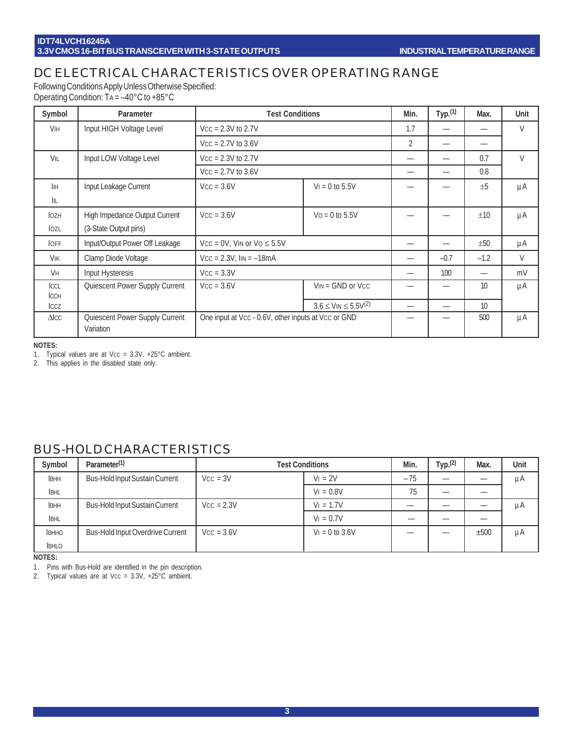## DC ELECTRICAL CHARACTERISTICS OVER OPERATING RANGE

Following Conditions Apply Unless Otherwise Specified:
Operating Condition: $T_A$ = –40°C to +85°C

| Symbol | Parameter | Test Conditions | | Min. | Typ.(1) | Max. | Unit |
|---|---|---|---|---|---|---|---|
| $V_{IH}$ | Input HIGH Voltage Level | $V_{CC}$ = 2.3V to 2.7V | | 1.7 | — | — | V |
| | | $V_{CC}$ = 2.7V to 3.6V | | 2 | — | — | |
| $V_{IL}$ | Input LOW Voltage Level | $V_{CC}$ = 2.3V to 2.7V | | — | — | 0.7 | V |
| | | $V_{CC}$ = 2.7V to 3.6V | | — | — | 0.8 | |
| $I_{IH}$ $I_{IL}$ | Input Leakage Current | $V_{CC}$ = 3.6V | $V_I$ = 0 to 5.5V | — | — | ±5 | µA |
| $I_{OZH}$ $I_{OZL}$ | High Impedance Output Current (3-State Output pins) | $V_{CC}$ = 3.6V | $V_O$ = 0 to 5.5V | — | — | ±10 | µA |
| $I_{OFF}$ | Input/Output Power Off Leakage | $V_{CC}$ = 0V, $V_{IN}$ or $V_O \leq$ 5.5V | | — | — | ±50 | µA |
| $V_{IK}$ | Clamp Diode Voltage | $V_{CC}$ = 2.3V, $I_{IN}$ = –18mA | | — | –0.7 | –1.2 | V |
| $V_H$ | Input Hysteresis | $V_{CC}$ = 3.3V | | — | 100 | — | mV |
| $I_{CCL}$ $I_{CCH}$ $I_{CCZ}$ | Quiescent Power Supply Current | $V_{CC}$ = 3.6V | $V_{IN}$ = GND or $V_{CC}$ | — | — | 10 | µA |
| | | | $3.6 \leq V_{IN} \leq 5.5V$(2) | — | — | 10 | |
| $\Delta I_{CC}$ | Quiescent Power Supply Current Variation | One input at $V_{CC}$ - 0.6V, other inputs at $V_{CC}$ or GND | | — | — | 500 | µA |

**NOTES:**
1. Typical values are at $V_{CC}$ = 3.3V, +25°C ambient.
2. This applies in the disabled state only.

## BUS-HOLD CHARACTERISTICS

| Symbol | Parameter(1) | Test Conditions | | Min. | Typ.(2) | Max. | Unit |
|---|---|---|---|---|---|---|---|
| $I_{BHH}$ | Bus-Hold Input Sustain Current | $V_{CC}$ = 3V | $V_I$ = 2V | –75 | — | — | µA |
| $I_{BHL}$ | | | $V_I$ = 0.8V | 75 | — | — | |
| $I_{BHH}$ | Bus-Hold Input Sustain Current | $V_{CC}$ = 2.3V | $V_I$ = 1.7V | — | — | — | µA |
| $I_{BHL}$ | | | $V_I$ = 0.7V | — | — | — | |
| $I_{BHHO}$ $I_{BHLO}$ | Bus-Hold Input Overdrive Current | $V_{CC}$ = 3.6V | $V_I$ = 0 to 3.6V | — | — | ±500 | µA |

**NOTES:**
1. Pins with Bus-Hold are identified in the pin description.
2. Typical values are at $V_{CC}$ = 3.3V, +25°C ambient.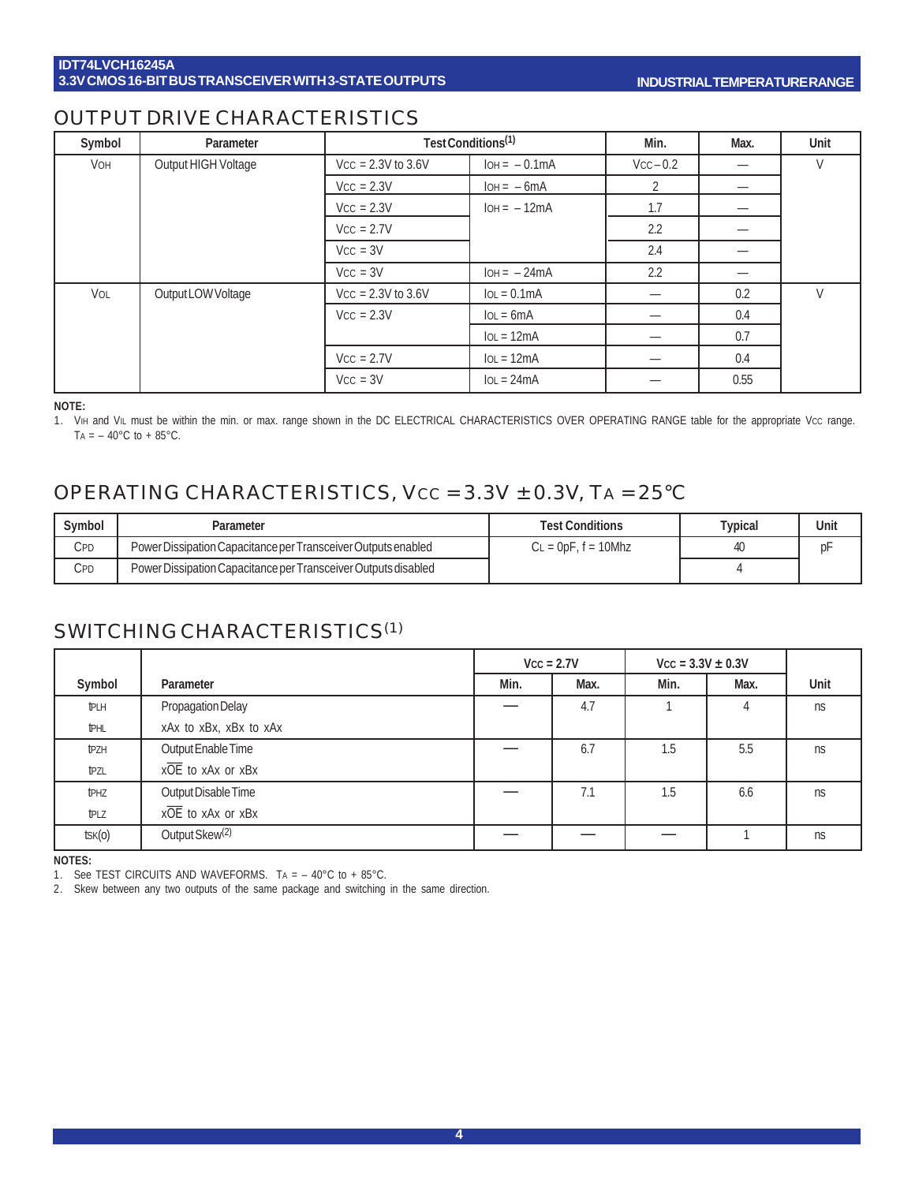## OUTPUT DRIVE CHARACTERISTICS

| Symbol | Parameter | Test Conditions[(1)] | | Min. | Max. | Unit |
|---|---|---|---|---|---|---|
| $V_{OH}$ | Output HIGH Voltage | $V_{CC}$ = 2.3V to 3.6V | $I_{OH}$ = – 0.1mA | $V_{CC}$ – 0.2 | — | V |
| | | $V_{CC}$ = 2.3V | $I_{OH}$ = – 6mA | 2 | — | |
| | | $V_{CC}$ = 2.3V | $I_{OH}$ = – 12mA | 1.7 | — | |
| | | $V_{CC}$ = 2.7V | | 2.2 | — | |
| | | $V_{CC}$ = 3V | | 2.4 | — | |
| | | $V_{CC}$ = 3V | $I_{OH}$ = – 24mA | 2.2 | — | |
| $V_{OL}$ | Output LOW Voltage | $V_{CC}$ = 2.3V to 3.6V | $I_{OL}$ = 0.1mA | — | 0.2 | V |
| | | $V_{CC}$ = 2.3V | $I_{OL}$ = 6mA | — | 0.4 | |
| | | | $I_{OL}$ = 12mA | — | 0.7 | |
| | | $V_{CC}$ = 2.7V | $I_{OL}$ = 12mA | — | 0.4 | |
| | | $V_{CC}$ = 3V | $I_{OL}$ = 24mA | — | 0.55 | |

**NOTE:**

1. $V_{IH}$ and $V_{IL}$ must be within the min. or max. range shown in the DC ELECTRICAL CHARACTERISTICS OVER OPERATING RANGE table for the appropriate $V_{CC}$ range. $T_A$ = – 40°C to + 85°C.

## OPERATING CHARACTERISTICS, $V_{CC}$ = 3.3V ± 0.3V, $T_A$ = 25°C

| Symbol | Parameter | Test Conditions | Typical | Unit |
|---|---|---|---|---|
| $C_{PD}$ | Power Dissipation Capacitance per Transceiver Outputs enabled | $C_L$ = 0pF, f = 10Mhz | 40 | pF |
| $C_{PD}$ | Power Dissipation Capacitance per Transceiver Outputs disabled | | 4 | |

## SWITCHING CHARACTERISTICS[(1)]

| | | $V_{CC}$ = 2.7V | | $V_{CC}$ = 3.3V ± 0.3V | | |
|---|---|---|---|---|---|---|
| Symbol | Parameter | Min. | Max. | Min. | Max. | Unit |
| $t_{PLH}$ $t_{PHL}$ | Propagation Delay xAx to xBx, xBx to xAx | — | 4.7 | 1 | 4 | ns |
| $t_{PZH}$ $t_{PZL}$ | Output Enable Time $x\overline{OE}$ to xAx or xBx | — | 6.7 | 1.5 | 5.5 | ns |
| $t_{PHZ}$ $t_{PLZ}$ | Output Disable Time $x\overline{OE}$ to xAx or xBx | — | 7.1 | 1.5 | 6.6 | ns |
| $t_{SK(o)}$ | Output Skew[(2)] | — | — | — | 1 | ns |

**NOTES:**

1. See TEST CIRCUITS AND WAVEFORMS. $T_A$ = – 40°C to + 85°C.
2. Skew between any two outputs of the same package and switching in the same direction.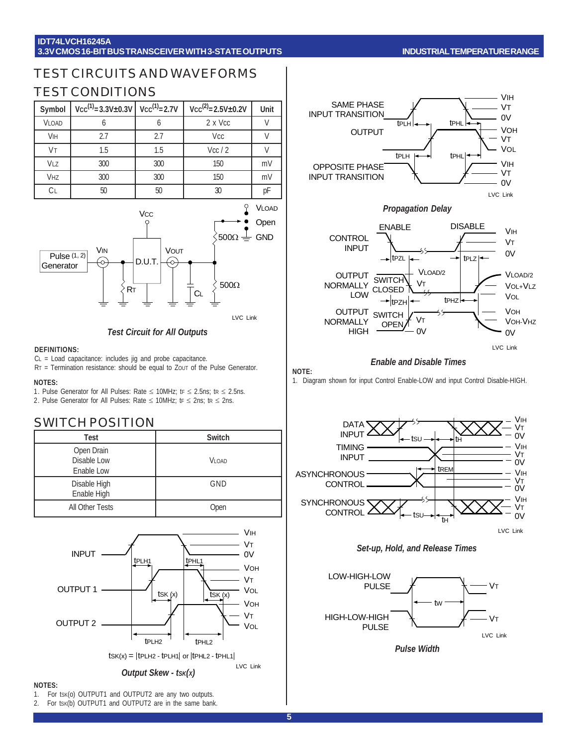## TEST CIRCUITS AND WAVEFORMS

### TEST CONDITIONS

| Symbol | $V_{CC}$(1)=3.3V±0.3V | $V_{CC}$(1)=2.7V | $V_{CC}$(2)=2.5V±0.2V | Unit |
|---|---|---|---|---|
| $V_{LOAD}$ | 6 | 6 | 2 x Vcc | V |
| $V_{IH}$ | 2.7 | 2.7 | Vcc | V |
| $V_T$ | 1.5 | 1.5 | Vcc / 2 | V |
| $V_{LZ}$ | 300 | 300 | 150 | mV |
| $V_{HZ}$ | 300 | 300 | 150 | mV |
| $C_L$ | 50 | 50 | 30 | pF |

*Test Circuit for All Outputs*

**DEFINITIONS:**

$C_L$ = Load capacitance: includes jig and probe capacitance.

$R_T$ = Termination resistance: should be equal to $Z_{OUT}$ of the Pulse Generator.

**NOTES:**

1. Pulse Generator for All Pulses: Rate ≤ 10MHz; $t_F$ ≤ 2.5ns; $t_R$ ≤ 2.5ns.
2. Pulse Generator for All Pulses: Rate ≤ 10MHz; $t_F$ ≤ 2ns; $t_R$ ≤ 2ns.

### SWITCH POSITION

| Test | Switch |
|---|---|
| Open Drain<br>Disable Low<br>Enable Low | $V_{LOAD}$ |
| Disable High<br>Enable High | GND |
| All Other Tests | Open |

$t_{SK(x)} = |t_{PLH2} - t_{PLH1}|$ or $|t_{PHL2} - t_{PHL1}|$

*Output Skew - $t_{SK}(x)$*

**NOTES:**

1. For $t_{SK}$(o) OUTPUT1 and OUTPUT2 are any two outputs.
2. For $t_{SK}$(b) OUTPUT1 and OUTPUT2 are in the same bank.

*Propagation Delay*

*Enable and Disable Times*

**NOTE:**

1. Diagram shown for input Control Enable-LOW and input Control Disable-HIGH.

*Set-up, Hold, and Release Times*

*Pulse Width*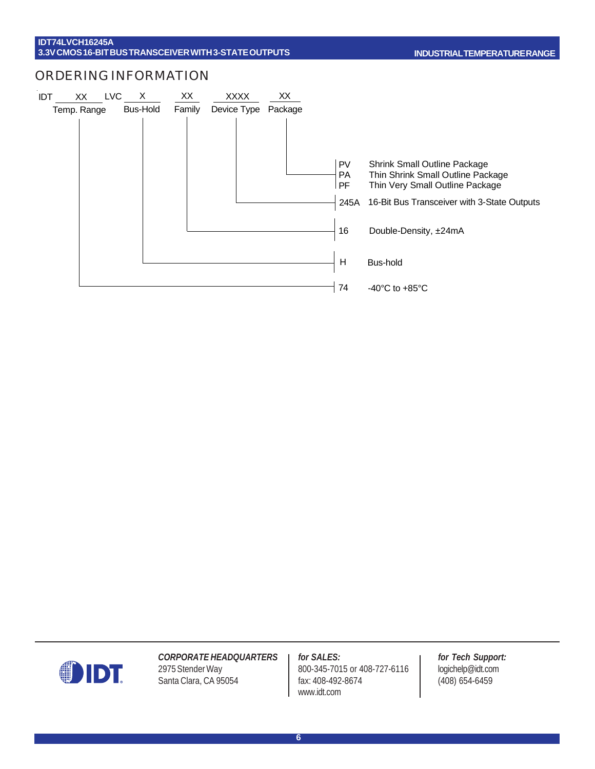## ORDERING INFORMATION

```
IDT   XX   LVC   X    XX    XXXX   XX
   Temp. Range  Bus-Hold  Family  Device Type  Package
```

| Code | Description |
|---|---|
| **Package** | |
| PV | Shrink Small Outline Package |
| PA | Thin Shrink Small Outline Package |
| PF | Thin Very Small Outline Package |
| **Device Type** | |
| 245A | 16-Bit Bus Transceiver with 3-State Outputs |
| **Family** | |
| 16 | Double-Density, ±24mA |
| **Bus-Hold** | |
| H | Bus-hold |
| **Temp. Range** | |
| 74 | -40°C to +85°C |

***CORPORATE HEADQUARTERS***
2975 Stender Way
Santa Clara, CA 95054

***for SALES:***
800-345-7015 or 408-727-6116
fax: 408-492-8674
www.idt.com

***for Tech Support:***
logichelp@idt.com
(408) 654-6459